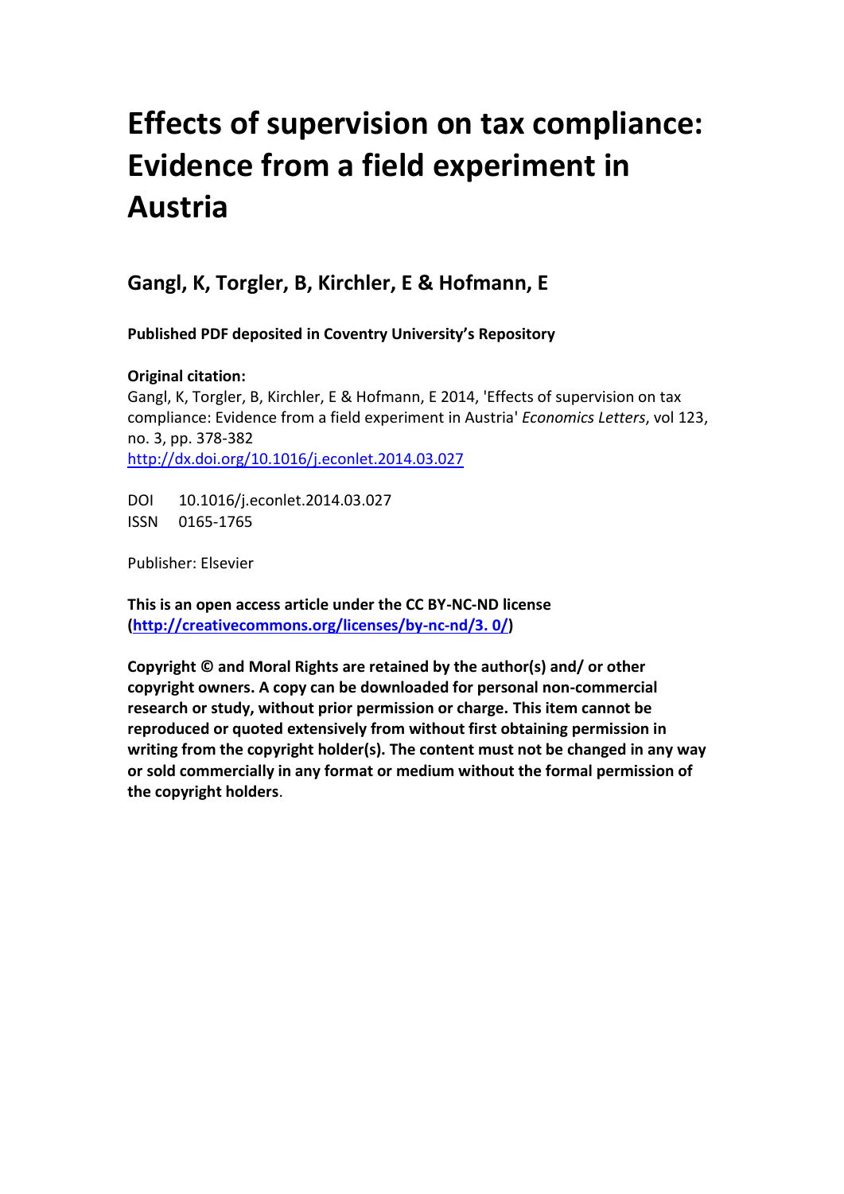# Effects of supervision on tax compliance: Evidence from a field experiment in Austria

## Gangl, K, Torgler, B, Kirchler, E & Hofmann, E

**Published PDF deposited in Coventry University's Repository**

**Original citation:**
Gangl, K, Torgler, B, Kirchler, E & Hofmann, E 2014, 'Effects of supervision on tax compliance: Evidence from a field experiment in Austria' *Economics Letters*, vol 123, no. 3, pp. 378-382
http://dx.doi.org/10.1016/j.econlet.2014.03.027

DOI 10.1016/j.econlet.2014.03.027
ISSN 0165-1765

Publisher: Elsevier

**This is an open access article under the CC BY-NC-ND license (http://creativecommons.org/licenses/by-nc-nd/3. 0/)**

**Copyright © and Moral Rights are retained by the author(s) and/ or other copyright owners. A copy can be downloaded for personal non-commercial research or study, without prior permission or charge. This item cannot be reproduced or quoted extensively from without first obtaining permission in writing from the copyright holder(s). The content must not be changed in any way or sold commercially in any format or medium without the formal permission of the copyright holders**.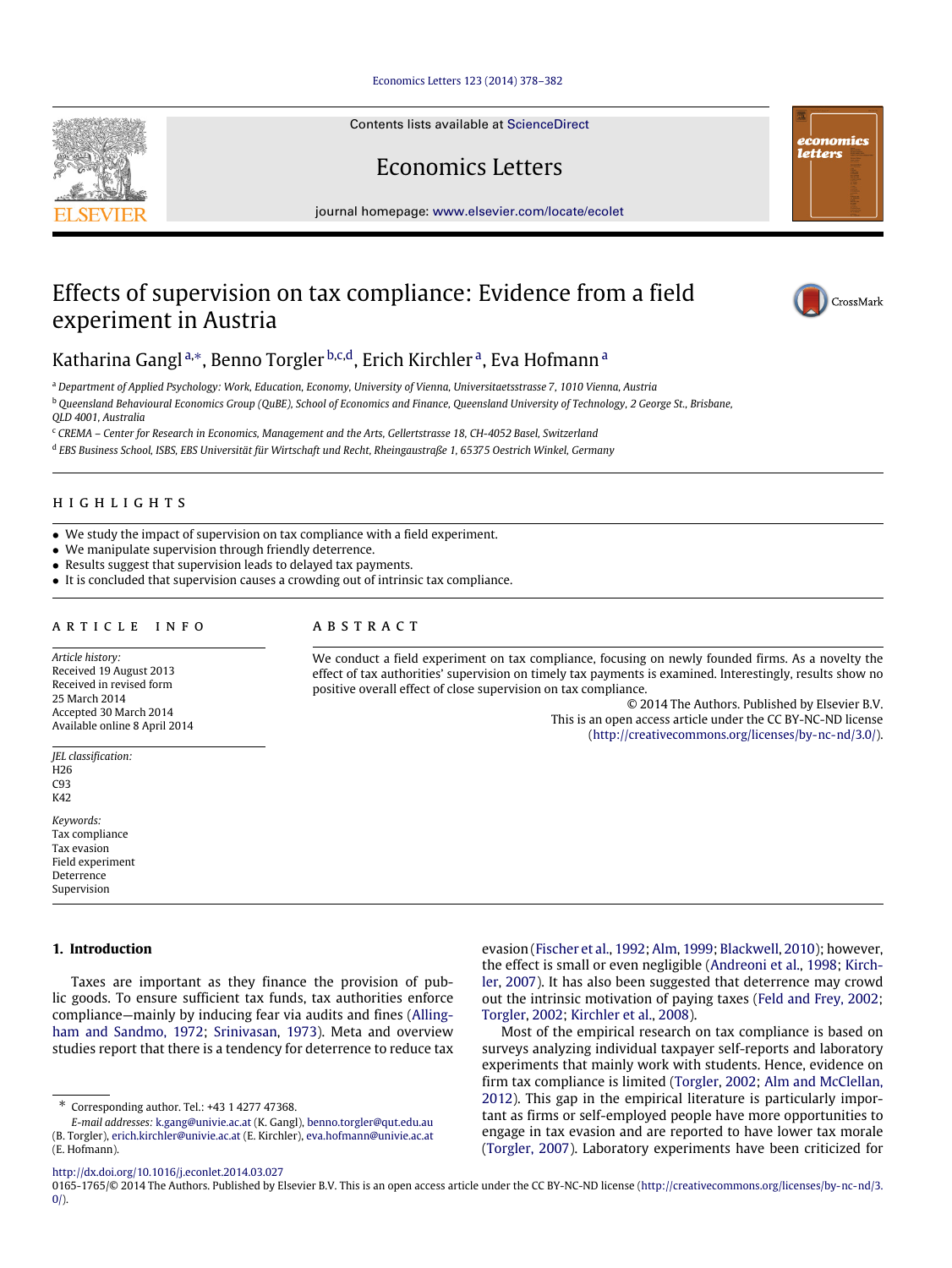# Effects of supervision on tax compliance: Evidence from a field experiment in Austria

Katharina Gangl[a,*], Benno Torgler[b,c,d], Erich Kirchler[a], Eva Hofmann[a]

[a] *Department of Applied Psychology: Work, Education, Economy, University of Vienna, Universitaetsstrasse 7, 1010 Vienna, Austria*

[b] *Queensland Behavioural Economics Group (QuBE), School of Economics and Finance, Queensland University of Technology, 2 George St., Brisbane, QLD 4001, Australia*

[c] *CREMA – Center for Research in Economics, Management and the Arts, Gellertstrasse 18, CH-4052 Basel, Switzerland*

[d] *EBS Business School, ISBS, EBS Universität für Wirtschaft und Recht, Rheingaustraße 1, 65375 Oestrich Winkel, Germany*

## HIGHLIGHTS

- We study the impact of supervision on tax compliance with a field experiment.
- We manipulate supervision through friendly deterrence.
- Results suggest that supervision leads to delayed tax payments.
- It is concluded that supervision causes a crowding out of intrinsic tax compliance.

## ARTICLE INFO

*Article history:*
Received 19 August 2013
Received in revised form 25 March 2014
Accepted 30 March 2014
Available online 8 April 2014

*JEL classification:*
H26
C93
K42

*Keywords:*
Tax compliance
Tax evasion
Field experiment
Deterrence
Supervision

## ABSTRACT

We conduct a field experiment on tax compliance, focusing on newly founded firms. As a novelty the effect of tax authorities' supervision on timely tax payments is examined. Interestingly, results show no positive overall effect of close supervision on tax compliance.

© 2014 The Authors. Published by Elsevier B.V. This is an open access article under the CC BY-NC-ND license (http://creativecommons.org/licenses/by-nc-nd/3.0/).

## 1. Introduction

Taxes are important as they finance the provision of public goods. To ensure sufficient tax funds, tax authorities enforce compliance—mainly by inducing fear via audits and fines (Allingham and Sandmo, 1972; Srinivasan, 1973). Meta and overview studies report that there is a tendency for deterrence to reduce tax evasion (Fischer et al., 1992; Alm, 1999; Blackwell, 2010); however, the effect is small or even negligible (Andreoni et al., 1998; Kirchler, 2007). It has also been suggested that deterrence may crowd out the intrinsic motivation of paying taxes (Feld and Frey, 2002; Torgler, 2002; Kirchler et al., 2008).

Most of the empirical research on tax compliance is based on surveys analyzing individual taxpayer self-reports and laboratory experiments that mainly work with students. Hence, evidence on firm tax compliance is limited (Torgler, 2002; Alm and McClellan, 2012). This gap in the empirical literature is particularly important as firms or self-employed people have more opportunities to engage in tax evasion and are reported to have lower tax morale (Torgler, 2007). Laboratory experiments have been criticized for

---

* Corresponding author. Tel.: +43 1 4277 47368.
*E-mail addresses:* k.gang@univie.ac.at (K. Gangl), benno.torgler@qut.edu.au (B. Torgler), erich.kirchler@univie.ac.at (E. Kirchler), eva.hofmann@univie.ac.at (E. Hofmann).

http://dx.doi.org/10.1016/j.econlet.2014.03.027
0165-1765/© 2014 The Authors. Published by Elsevier B.V. This is an open access article under the CC BY-NC-ND license (http://creativecommons.org/licenses/by-nc-nd/3.0/).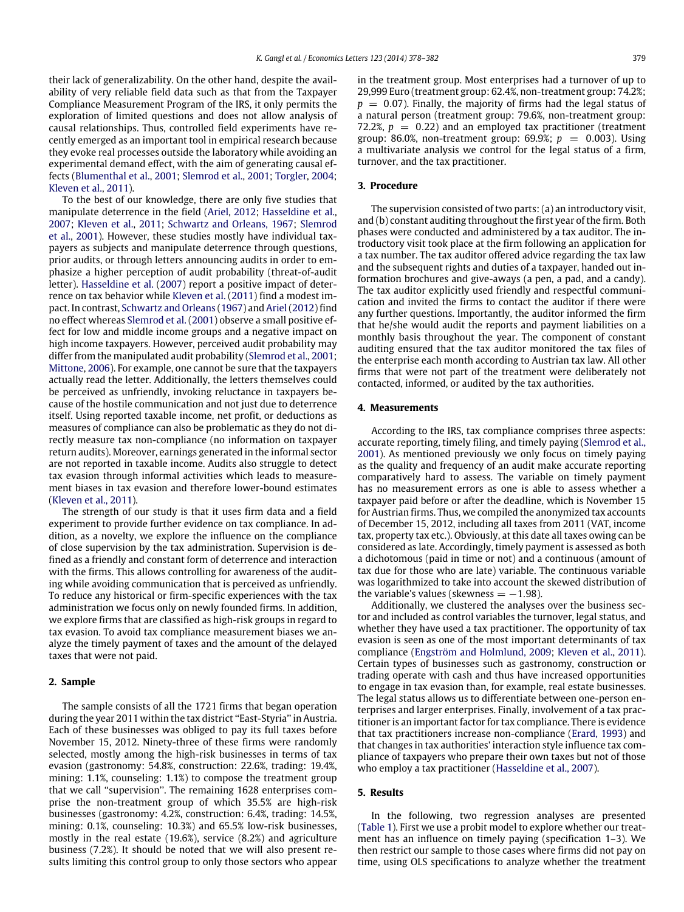their lack of generalizability. On the other hand, despite the availability of very reliable field data such as that from the Taxpayer Compliance Measurement Program of the IRS, it only permits the exploration of limited questions and does not allow analysis of causal relationships. Thus, controlled field experiments have recently emerged as an important tool in empirical research because they evoke real processes outside the laboratory while avoiding an experimental demand effect, with the aim of generating causal effects (Blumenthal et al., 2001; Slemrod et al., 2001; Torgler, 2004; Kleven et al., 2011).

To the best of our knowledge, there are only five studies that manipulate deterrence in the field (Ariel, 2012; Hasseldine et al., 2007; Kleven et al., 2011; Schwartz and Orleans, 1967; Slemrod et al., 2001). However, these studies mostly have individual taxpayers as subjects and manipulate deterrence through questions, prior audits, or through letters announcing audits in order to emphasize a higher perception of audit probability (threat-of-audit letter). Hasseldine et al. (2007) report a positive impact of deterrence on tax behavior while Kleven et al. (2011) find a modest impact. In contrast, Schwartz and Orleans (1967) and Ariel (2012) find no effect whereas Slemrod et al. (2001) observe a small positive effect for low and middle income groups and a negative impact on high income taxpayers. However, perceived audit probability may differ from the manipulated audit probability (Slemrod et al., 2001; Mittone, 2006). For example, one cannot be sure that the taxpayers actually read the letter. Additionally, the letters themselves could be perceived as unfriendly, invoking reluctance in taxpayers because of the hostile communication and not just due to deterrence itself. Using reported taxable income, net profit, or deductions as measures of compliance can also be problematic as they do not directly measure tax non-compliance (no information on taxpayer return audits). Moreover, earnings generated in the informal sector are not reported in taxable income. Audits also struggle to detect tax evasion through informal activities which leads to measurement biases in tax evasion and therefore lower-bound estimates (Kleven et al., 2011).

The strength of our study is that it uses firm data and a field experiment to provide further evidence on tax compliance. In addition, as a novelty, we explore the influence on the compliance of close supervision by the tax administration. Supervision is defined as a friendly and constant form of deterrence and interaction with the firms. This allows controlling for awareness of the auditing while avoiding communication that is perceived as unfriendly. To reduce any historical or firm-specific experiences with the tax administration we focus only on newly founded firms. In addition, we explore firms that are classified as high-risk groups in regard to tax evasion. To avoid tax compliance measurement biases we analyze the timely payment of taxes and the amount of the delayed taxes that were not paid.

## 2. Sample

The sample consists of all the 1721 firms that began operation during the year 2011 within the tax district "East-Styria" in Austria. Each of these businesses was obliged to pay its full taxes before November 15, 2012. Ninety-three of these firms were randomly selected, mostly among the high-risk businesses in terms of tax evasion (gastronomy: 54.8%, construction: 22.6%, trading: 19.4%, mining: 1.1%, counseling: 1.1%) to compose the treatment group that we call "supervision". The remaining 1628 enterprises comprise the non-treatment group of which 35.5% are high-risk businesses (gastronomy: 4.2%, construction: 6.4%, trading: 14.5%, mining: 0.1%, counseling: 10.3%) and 65.5% low-risk businesses, mostly in the real estate (19.6%), service (8.2%) and agriculture business (7.2%). It should be noted that we will also present results limiting this control group to only those sectors who appear in the treatment group. Most enterprises had a turnover of up to 29,999 Euro (treatment group: 62.4%, non-treatment group: 74.2%; $p = 0.07$). Finally, the majority of firms had the legal status of a natural person (treatment group: 79.6%, non-treatment group: 72.2%, $p = 0.22$) and an employed tax practitioner (treatment group: 86.0%, non-treatment group: 69.9%; $p = 0.003$). Using a multivariate analysis we control for the legal status of a firm, turnover, and the tax practitioner.

## 3. Procedure

The supervision consisted of two parts: (a) an introductory visit, and (b) constant auditing throughout the first year of the firm. Both phases were conducted and administered by a tax auditor. The introductory visit took place at the firm following an application for a tax number. The tax auditor offered advice regarding the tax law and the subsequent rights and duties of a taxpayer, handed out information brochures and give-aways (a pen, a pad, and a candy). The tax auditor explicitly used friendly and respectful communication and invited the firms to contact the auditor if there were any further questions. Importantly, the auditor informed the firm that he/she would audit the reports and payment liabilities on a monthly basis throughout the year. The component of constant auditing ensured that the tax auditor monitored the tax files of the enterprise each month according to Austrian tax law. All other firms that were not part of the treatment were deliberately not contacted, informed, or audited by the tax authorities.

## 4. Measurements

According to the IRS, tax compliance comprises three aspects: accurate reporting, timely filing, and timely paying (Slemrod et al., 2001). As mentioned previously we only focus on timely paying as the quality and frequency of an audit make accurate reporting comparatively hard to assess. The variable on timely payment has no measurement errors as one is able to assess whether a taxpayer paid before or after the deadline, which is November 15 for Austrian firms. Thus, we compiled the anonymized tax accounts of December 15, 2012, including all taxes from 2011 (VAT, income tax, property tax etc.). Obviously, at this date all taxes owing can be considered as late. Accordingly, timely payment is assessed as both a dichotomous (paid in time or not) and a continuous (amount of tax due for those who are late) variable. The continuous variable was logarithmized to take into account the skewed distribution of the variable's values (skewness $= -1.98$).

Additionally, we clustered the analyses over the business sector and included as control variables the turnover, legal status, and whether they have used a tax practitioner. The opportunity of tax evasion is seen as one of the most important determinants of tax compliance (Engström and Holmlund, 2009; Kleven et al., 2011). Certain types of businesses such as gastronomy, construction or trading operate with cash and thus have increased opportunities to engage in tax evasion than, for example, real estate businesses. The legal status allows us to differentiate between one-person enterprises and larger enterprises. Finally, involvement of a tax practitioner is an important factor for tax compliance. There is evidence that tax practitioners increase non-compliance (Erard, 1993) and that changes in tax authorities' interaction style influence tax compliance of taxpayers who prepare their own taxes but not of those who employ a tax practitioner (Hasseldine et al., 2007).

## 5. Results

In the following, two regression analyses are presented (Table 1). First we use a probit model to explore whether our treatment has an influence on timely paying (specification 1–3). We then restrict our sample to those cases where firms did not pay on time, using OLS specifications to analyze whether the treatment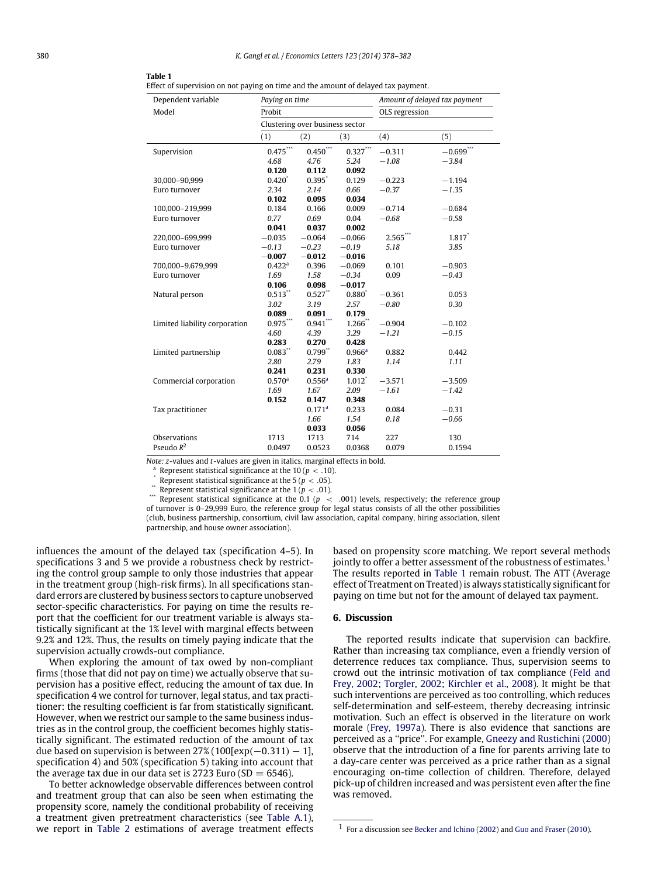**Table 1**
Effect of supervision on not paying on time and the amount of delayed tax payment.

| Dependent variable | *Paying on time* | | | *Amount of delayed tax payment* | |
|---|---|---|---|---|---|
| Model | Probit | | | OLS regression | |
| | Clustering over business sector | | | | |
| | (1) | (2) | (3) | (4) | (5) |
| Supervision | 0.475*** | 0.450*** | 0.327*** | −0.311 | −0.699*** |
| | *4.68* | *4.76* | *5.24* | *−1.08* | *−3.84* |
| | **0.120** | **0.112** | **0.092** | | |
| 30,000–90,999 Euro turnover | 0.420* | 0.395* | 0.129 | −0.223 | −1.194 |
| | *2.34* | *2.14* | *0.66* | *−0.37* | *−1.35* |
| | **0.102** | **0.095** | **0.034** | | |
| 100,000–219,999 Euro turnover | 0.184 | 0.166 | 0.009 | −0.714 | −0.684 |
| | *0.77* | *0.69* | *0.04* | *−0.68* | *−0.58* |
| | **0.041** | **0.037** | **0.002** | | |
| 220,000–699,999 Euro turnover | −0.035 | −0.064 | −0.066 | 2.565*** | 1.817* |
| | *−0.13* | *−0.23* | *−0.19* | *5.18* | *3.85* |
| | **−0.007** | **−0.012** | **−0.016** | | |
| 700,000–9.679,999 Euro turnover | 0.422[a] | 0.396 | −0.069 | 0.101 | −0.903 |
| | *1.69* | *1.58* | *−0.34* | *0.09* | *−0.43* |
| | **0.106** | **0.098** | **−0.017** | | |
| Natural person | 0.513** | 0.527** | 0.880* | −0.361 | 0.053 |
| | *3.02* | *3.19* | *2.57* | *−0.80* | *0.30* |
| | **0.089** | **0.091** | **0.179** | | |
| Limited liability corporation | 0.975*** | 0.941*** | 1.266** | −0.904 | −0.102 |
| | *4.60* | *4.39* | *3.29* | *−1.21* | *−0.15* |
| | **0.283** | **0.270** | **0.428** | | |
| Limited partnership | 0.083** | 0.799** | 0.966[a] | 0.882 | 0.442 |
| | *2.80* | *2.79* | *1.83* | *1.14* | *1.11* |
| | **0.241** | **0.231** | **0.330** | | |
| Commercial corporation | 0.570[a] | 0.556[a] | 1.012* | −3.571 | −3.509 |
| | *1.69* | *1.67* | *2.09* | *−1.61* | *−1.42* |
| | **0.152** | **0.147** | **0.348** | | |
| Tax practitioner | | 0.171[a] | 0.233 | 0.084 | −0.31 |
| | | *1.66* | *1.54* | *0.18* | *−0.66* |
| | | **0.033** | **0.056** | | |
| Observations | 1713 | 1713 | 714 | 227 | 130 |
| Pseudo $R^2$ | 0.0497 | 0.0523 | 0.0368 | 0.079 | 0.1594 |

*Note:* z-values and t-values are given in italics, marginal effects in bold.
[a] Represent statistical significance at the 10 ($p < .10$).
* Represent statistical significance at the 5 ($p < .05$).
** Represent statistical significance at the 1 ($p < .01$).
*** Represent statistical significance at the 0.1 ($p < .001$) levels, respectively; the reference group of turnover is 0–29,999 Euro, the reference group for legal status consists of all the other possibilities (club, business partnership, consortium, civil law association, capital company, hiring association, silent partnership, and house owner association).

influences the amount of the delayed tax (specification 4–5). In specifications 3 and 5 we provide a robustness check by restricting the control group sample to only those industries that appear in the treatment group (high-risk firms). In all specifications standard errors are clustered by business sectors to capture unobserved sector-specific characteristics. For paying on time the results report that the coefficient for our treatment variable is always statistically significant at the 1% level with marginal effects between 9.2% and 12%. Thus, the results on timely paying indicate that the supervision actually crowds-out compliance.

When exploring the amount of tax owed by non-compliant firms (those that did not pay on time) we actually observe that supervision has a positive effect, reducing the amount of tax due. In specification 4 we control for turnover, legal status, and tax practitioner: the resulting coefficient is far from statistically significant. However, when we restrict our sample to the same business industries as in the control group, the coefficient becomes highly statistically significant. The estimated reduction of the amount of tax due based on supervision is between 27% ($100[\exp(-0.311) - 1]$, specification 4) and 50% (specification 5) taking into account that the average tax due in our data set is 2723 Euro (SD = 6546).

To better acknowledge observable differences between control and treatment group that can also be seen when estimating the propensity score, namely the conditional probability of receiving a treatment given pretreatment characteristics (see Table A.1), we report in Table 2 estimations of average treatment effects based on propensity score matching. We report several methods jointly to offer a better assessment of the robustness of estimates.[1] The results reported in Table 1 remain robust. The ATT (Average effect of Treatment on Treated) is always statistically significant for paying on time but not for the amount of delayed tax payment.

## 6. Discussion

The reported results indicate that supervision can backfire. Rather than increasing tax compliance, even a friendly version of deterrence reduces tax compliance. Thus, supervision seems to crowd out the intrinsic motivation of tax compliance (Feld and Frey, 2002; Torgler, 2002; Kirchler et al., 2008). It might be that such interventions are perceived as too controlling, which reduces self-determination and self-esteem, thereby decreasing intrinsic motivation. Such an effect is observed in the literature on work morale (Frey, 1997a). There is also evidence that sanctions are perceived as a ''price''. For example, Gneezy and Rustichini (2000) observe that the introduction of a fine for parents arriving late to a day-care center was perceived as a price rather than as a signal encouraging on-time collection of children. Therefore, delayed pick-up of children increased and was persistent even after the fine was removed.

[1] For a discussion see Becker and Ichino (2002) and Guo and Fraser (2010).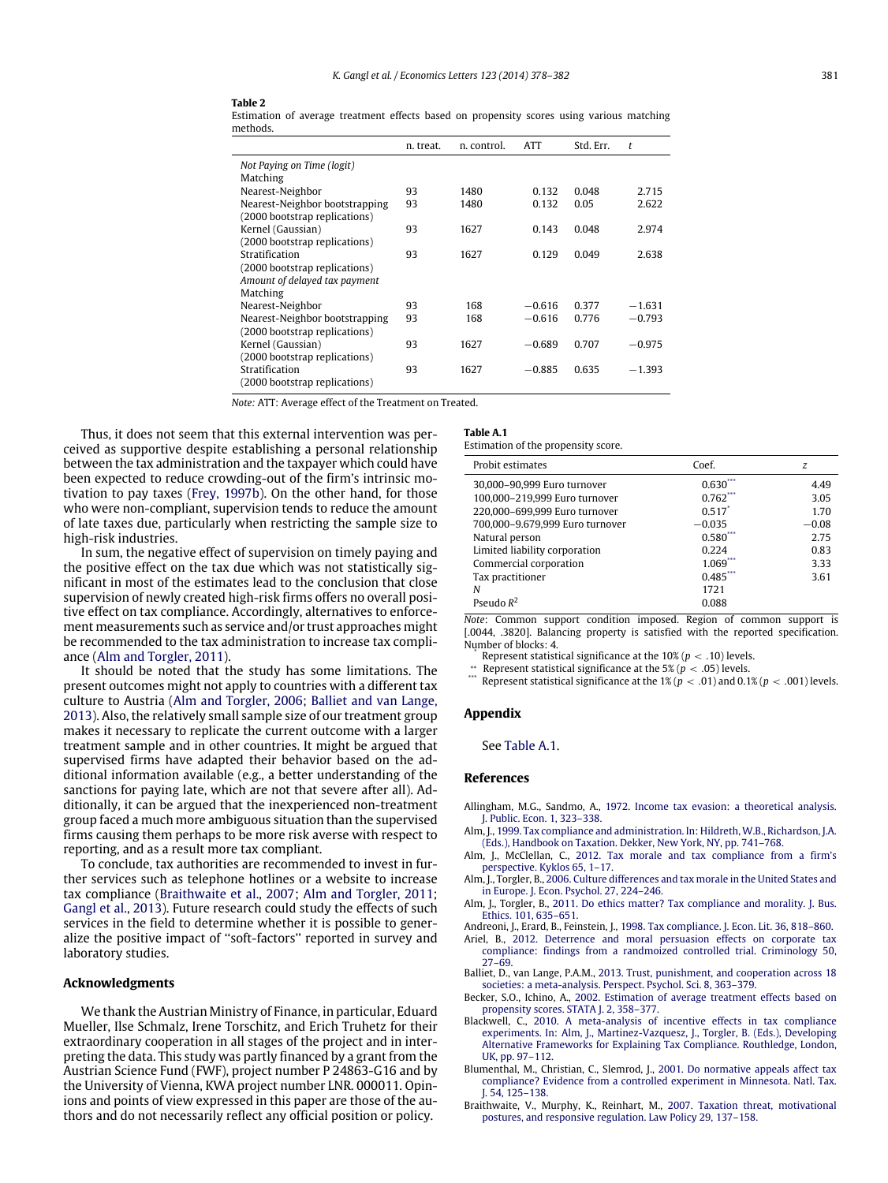**Table 2**
Estimation of average treatment effects based on propensity scores using various matching methods.

| | n. treat. | n. control. | ATT | Std. Err. | t |
|---|---|---|---|---|---|
| *Not Paying on Time (logit)* | | | | | |
| Matching | | | | | |
| Nearest-Neighbor | 93 | 1480 | 0.132 | 0.048 | 2.715 |
| Nearest-Neighbor bootstrapping (2000 bootstrap replications) | 93 | 1480 | 0.132 | 0.05 | 2.622 |
| Kernel (Gaussian) (2000 bootstrap replications) | 93 | 1627 | 0.143 | 0.048 | 2.974 |
| Stratification (2000 bootstrap replications) | 93 | 1627 | 0.129 | 0.049 | 2.638 |
| *Amount of delayed tax payment* | | | | | |
| Matching | | | | | |
| Nearest-Neighbor | 93 | 168 | −0.616 | 0.377 | −1.631 |
| Nearest-Neighbor bootstrapping (2000 bootstrap replications) | 93 | 168 | −0.616 | 0.776 | −0.793 |
| Kernel (Gaussian) (2000 bootstrap replications) | 93 | 1627 | −0.689 | 0.707 | −0.975 |
| Stratification (2000 bootstrap replications) | 93 | 1627 | −0.885 | 0.635 | −1.393 |

*Note:* ATT: Average effect of the Treatment on Treated.

Thus, it does not seem that this external intervention was perceived as supportive despite establishing a personal relationship between the tax administration and the taxpayer which could have been expected to reduce crowding-out of the firm's intrinsic motivation to pay taxes (Frey, 1997b). On the other hand, for those who were non-compliant, supervision tends to reduce the amount of late taxes due, particularly when restricting the sample size to high-risk industries.

In sum, the negative effect of supervision on timely paying and the positive effect on the tax due which was not statistically significant in most of the estimates lead to the conclusion that close supervision of newly created high-risk firms offers no overall positive effect on tax compliance. Accordingly, alternatives to enforcement measurements such as service and/or trust approaches might be recommended to the tax administration to increase tax compliance (Alm and Torgler, 2011).

It should be noted that the study has some limitations. The present outcomes might not apply to countries with a different tax culture to Austria (Alm and Torgler, 2006; Balliet and van Lange, 2013). Also, the relatively small sample size of our treatment group makes it necessary to replicate the current outcome with a larger treatment sample and in other countries. It might be argued that supervised firms have adapted their behavior based on the additional information available (e.g., a better understanding of the sanctions for paying late, which are not that severe after all). Additionally, it can be argued that the inexperienced non-treatment group faced a much more ambiguous situation than the supervised firms causing them perhaps to be more risk averse with respect to reporting, and as a result more tax compliant.

To conclude, tax authorities are recommended to invest in further services such as telephone hotlines or a website to increase tax compliance (Braithwaite et al., 2007; Alm and Torgler, 2011; Gangl et al., 2013). Future research could study the effects of such services in the field to determine whether it is possible to generalize the positive impact of "soft-factors" reported in survey and laboratory studies.

## Acknowledgments

We thank the Austrian Ministry of Finance, in particular, Eduard Mueller, Ilse Schmalz, Irene Torschitz, and Erich Truhetz for their extraordinary cooperation in all stages of the project and in interpreting the data. This study was partly financed by a grant from the Austrian Science Fund (FWF), project number P 24863-G16 and by the University of Vienna, KWA project number LNR. 000011. Opinions and points of view expressed in this paper are those of the authors and do not necessarily reflect any official position or policy.

**Table A.1**
Estimation of the propensity score.

| Probit estimates | Coef. | z |
|---|---|---|
| 30,000–90,999 Euro turnover | 0.630*** | 4.49 |
| 100,000–219,999 Euro turnover | 0.762*** | 3.05 |
| 220,000–699,999 Euro turnover | 0.517* | 1.70 |
| 700,000–9.679,999 Euro turnover | −0.035 | −0.08 |
| Natural person | 0.580*** | 2.75 |
| Limited liability corporation | 0.224 | 0.83 |
| Commercial corporation | 1.069*** | 3.33 |
| Tax practitioner | 0.485*** | 3.61 |
| N | 1721 | |
| Pseudo $R^2$ | 0.088 | |

*Note:* Common support condition imposed. Region of common support is [.0044, .3820]. Balancing property is satisfied with the reported specification. Number of blocks: 4.

\* Represent statistical significance at the 10% ($p < .10$) levels.
\*\* Represent statistical significance at the 5% ($p < .05$) levels.
\*\*\* Represent statistical significance at the 1% ($p < .01$) and 0.1% ($p < .001$) levels.

## Appendix

See Table A.1.

## References

Allingham, M.G., Sandmo, A., 1972. Income tax evasion: a theoretical analysis. J. Public. Econ. 1, 323–338.

Alm, J., 1999. Tax compliance and administration. In: Hildreth, W.B., Richardson, J.A. (Eds.), Handbook on Taxation. Dekker, New York, NY, pp. 741–768.

Alm, J., McClellan, C., 2012. Tax morale and tax compliance from a firm's perspective. Kyklos 65, 1–17.

Alm, J., Torgler, B., 2006. Culture differences and tax morale in the United States and in Europe. J. Econ. Psychol. 27, 224–246.

Alm, J., Torgler, B., 2011. Do ethics matter? Tax compliance and morality. J. Bus. Ethics. 101, 635–651.

Andreoni, J., Erard, B., Feinstein, J., 1998. Tax compliance. J. Econ. Lit. 36, 818–860.

Ariel, B., 2012. Deterrence and moral persuasion effects on corporate tax compliance: findings from a randmoized controlled trial. Criminology 50, 27–69.

Balliet, D., van Lange, P.A.M., 2013. Trust, punishment, and cooperation across 18 societies: a meta-analysis. Perspect. Psychol. Sci. 8, 363–379.

Becker, S.O., Ichino, A., 2002. Estimation of average treatment effects based on propensity scores. STATA J. 2, 358–377.

Blackwell, C., 2010. A meta-analysis of incentive effects in tax compliance experiments. In: Alm, J., Martinez-Vazquesz, J., Torgler, B. (Eds.), Developing Alternative Frameworks for Explaining Tax Compliance. Routhledge, London, UK, pp. 97–112.

Blumenthal, M., Christian, C., Slemrod, J., 2001. Do normative appeals affect tax compliance? Evidence from a controlled experiment in Minnesota. Natl. Tax. J. 54, 125–138.

Braithwaite, V., Murphy, K., Reinhart, M., 2007. Taxation threat, motivational postures, and responsive regulation. Law Policy 29, 137–158.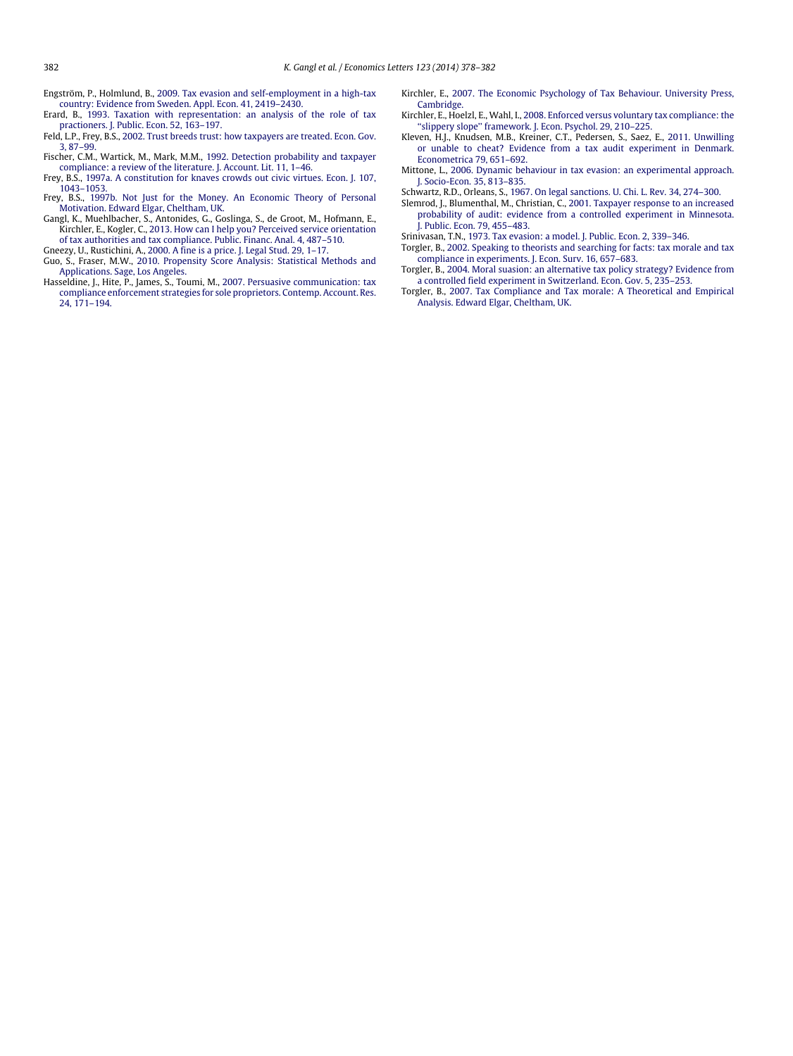Engström, P., Holmlund, B., 2009. Tax evasion and self-employment in a high-tax country: Evidence from Sweden. Appl. Econ. 41, 2419–2430.

Erard, B., 1993. Taxation with representation: an analysis of the role of tax practioners. J. Public. Econ. 52, 163–197.

Feld, L.P., Frey, B.S., 2002. Trust breeds trust: how taxpayers are treated. Econ. Gov. 3, 87–99.

Fischer, C.M., Wartick, M., Mark, M.M., 1992. Detection probability and taxpayer compliance: a review of the literature. J. Account. Lit. 11, 1–46.

Frey, B.S., 1997a. A constitution for knaves crowds out civic virtues. Econ. J. 107, 1043–1053.

Frey, B.S., 1997b. Not Just for the Money. An Economic Theory of Personal Motivation. Edward Elgar, Cheltham, UK.

Gangl, K., Muehlbacher, S., Antonides, G., Goslinga, S., de Groot, M., Hofmann, E., Kirchler, E., Kogler, C., 2013. How can I help you? Perceived service orientation of tax authorities and tax compliance. Public. Financ. Anal. 4, 487–510.

Gneezy, U., Rustichini, A., 2000. A fine is a price. J. Legal Stud. 29, 1–17.

Guo, S., Fraser, M.W., 2010. Propensity Score Analysis: Statistical Methods and Applications. Sage, Los Angeles.

Hasseldine, J., Hite, P., James, S., Toumi, M., 2007. Persuasive communication: tax compliance enforcement strategies for sole proprietors. Contemp. Account. Res. 24, 171–194.

Kirchler, E., 2007. The Economic Psychology of Tax Behaviour. University Press, Cambridge.

Kirchler, E., Hoelzl, E., Wahl, I., 2008. Enforced versus voluntary tax compliance: the "slippery slope" framework. J. Econ. Psychol. 29, 210–225.

Kleven, H.J., Knudsen, M.B., Kreiner, C.T., Pedersen, S., Saez, E., 2011. Unwilling or unable to cheat? Evidence from a tax audit experiment in Denmark. Econometrica 79, 651–692.

Mittone, L., 2006. Dynamic behaviour in tax evasion: an experimental approach. J. Socio-Econ. 35, 813–835.

Schwartz, R.D., Orleans, S., 1967. On legal sanctions. U. Chi. L. Rev. 34, 274–300.

Slemrod, J., Blumenthal, M., Christian, C., 2001. Taxpayer response to an increased probability of audit: evidence from a controlled experiment in Minnesota. J. Public. Econ. 79, 455–483.

Srinivasan, T.N., 1973. Tax evasion: a model. J. Public. Econ. 2, 339–346.

Torgler, B., 2002. Speaking to theorists and searching for facts: tax morale and tax compliance in experiments. J. Econ. Surv. 16, 657–683.

Torgler, B., 2004. Moral suasion: an alternative tax policy strategy? Evidence from a controlled field experiment in Switzerland. Econ. Gov. 5, 235–253.

Torgler, B., 2007. Tax Compliance and Tax morale: A Theoretical and Empirical Analysis. Edward Elgar, Cheltham, UK.